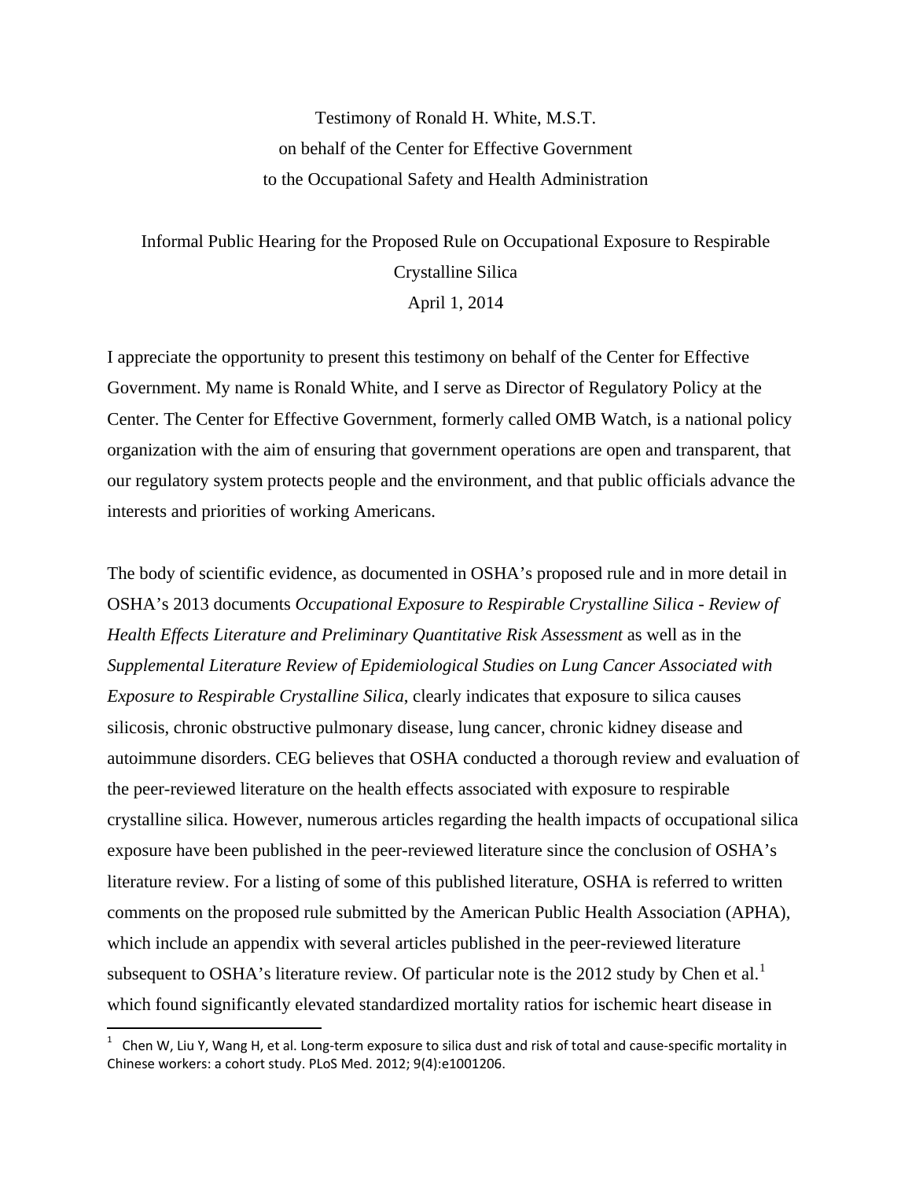Testimony of Ronald H. White, M.S.T.
on behalf of the Center for Effective Government
to the Occupational Safety and Health Administration

Informal Public Hearing for the Proposed Rule on Occupational Exposure to Respirable Crystalline Silica
April 1, 2014

I appreciate the opportunity to present this testimony on behalf of the Center for Effective Government. My name is Ronald White, and I serve as Director of Regulatory Policy at the Center. The Center for Effective Government, formerly called OMB Watch, is a national policy organization with the aim of ensuring that government operations are open and transparent, that our regulatory system protects people and the environment, and that public officials advance the interests and priorities of working Americans.

The body of scientific evidence, as documented in OSHA's proposed rule and in more detail in OSHA's 2013 documents *Occupational Exposure to Respirable Crystalline Silica - Review of Health Effects Literature and Preliminary Quantitative Risk Assessment* as well as in the *Supplemental Literature Review of Epidemiological Studies on Lung Cancer Associated with Exposure to Respirable Crystalline Silica*, clearly indicates that exposure to silica causes silicosis, chronic obstructive pulmonary disease, lung cancer, chronic kidney disease and autoimmune disorders. CEG believes that OSHA conducted a thorough review and evaluation of the peer-reviewed literature on the health effects associated with exposure to respirable crystalline silica. However, numerous articles regarding the health impacts of occupational silica exposure have been published in the peer-reviewed literature since the conclusion of OSHA's literature review. For a listing of some of this published literature, OSHA is referred to written comments on the proposed rule submitted by the American Public Health Association (APHA), which include an appendix with several articles published in the peer-reviewed literature subsequent to OSHA's literature review. Of particular note is the 2012 study by Chen et al.[1] which found significantly elevated standardized mortality ratios for ischemic heart disease in

[1] Chen W, Liu Y, Wang H, et al. Long-term exposure to silica dust and risk of total and cause-specific mortality in Chinese workers: a cohort study. PLoS Med. 2012; 9(4):e1001206.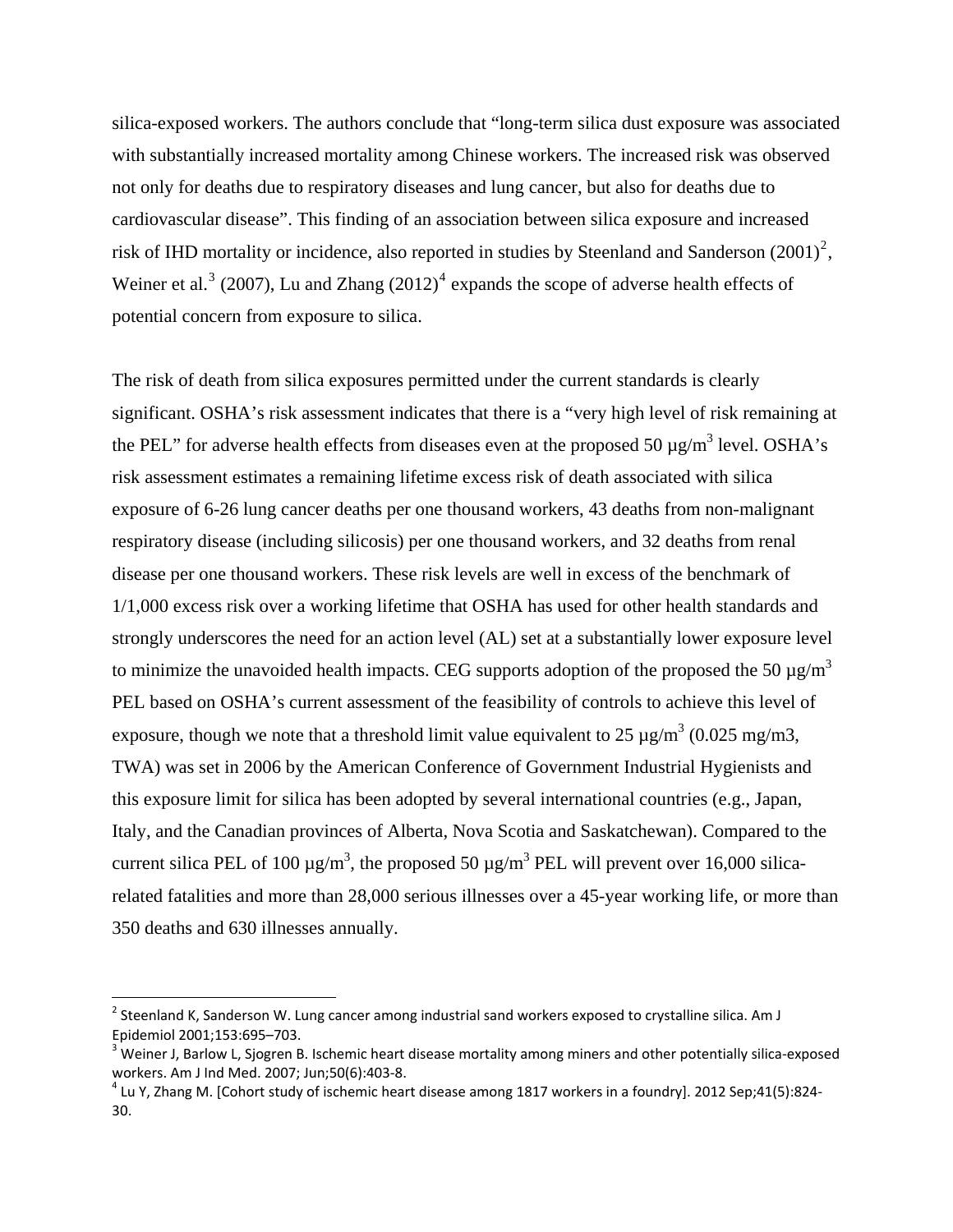silica-exposed workers. The authors conclude that "long-term silica dust exposure was associated with substantially increased mortality among Chinese workers. The increased risk was observed not only for deaths due to respiratory diseases and lung cancer, but also for deaths due to cardiovascular disease". This finding of an association between silica exposure and increased risk of IHD mortality or incidence, also reported in studies by Steenland and Sanderson (2001)[2], Weiner et al.[3] (2007), Lu and Zhang (2012)[4] expands the scope of adverse health effects of potential concern from exposure to silica.

The risk of death from silica exposures permitted under the current standards is clearly significant. OSHA's risk assessment indicates that there is a "very high level of risk remaining at the PEL" for adverse health effects from diseases even at the proposed 50 $\mu g/m^3$ level. OSHA's risk assessment estimates a remaining lifetime excess risk of death associated with silica exposure of 6-26 lung cancer deaths per one thousand workers, 43 deaths from non-malignant respiratory disease (including silicosis) per one thousand workers, and 32 deaths from renal disease per one thousand workers. These risk levels are well in excess of the benchmark of 1/1,000 excess risk over a working lifetime that OSHA has used for other health standards and strongly underscores the need for an action level (AL) set at a substantially lower exposure level to minimize the unavoided health impacts. CEG supports adoption of the proposed the 50 $\mu g/m^3$ PEL based on OSHA's current assessment of the feasibility of controls to achieve this level of exposure, though we note that a threshold limit value equivalent to 25 $\mu g/m^3$ (0.025 mg/m3, TWA) was set in 2006 by the American Conference of Government Industrial Hygienists and this exposure limit for silica has been adopted by several international countries (e.g., Japan, Italy, and the Canadian provinces of Alberta, Nova Scotia and Saskatchewan). Compared to the current silica PEL of 100 $\mu g/m^3$, the proposed 50 $\mu g/m^3$ PEL will prevent over 16,000 silica-related fatalities and more than 28,000 serious illnesses over a 45-year working life, or more than 350 deaths and 630 illnesses annually.

---

[2] Steenland K, Sanderson W. Lung cancer among industrial sand workers exposed to crystalline silica. Am J Epidemiol 2001;153:695–703.

[3] Weiner J, Barlow L, Sjogren B. Ischemic heart disease mortality among miners and other potentially silica-exposed workers. Am J Ind Med. 2007; Jun;50(6):403-8.

[4] Lu Y, Zhang M. [Cohort study of ischemic heart disease among 1817 workers in a foundry]. 2012 Sep;41(5):824-30.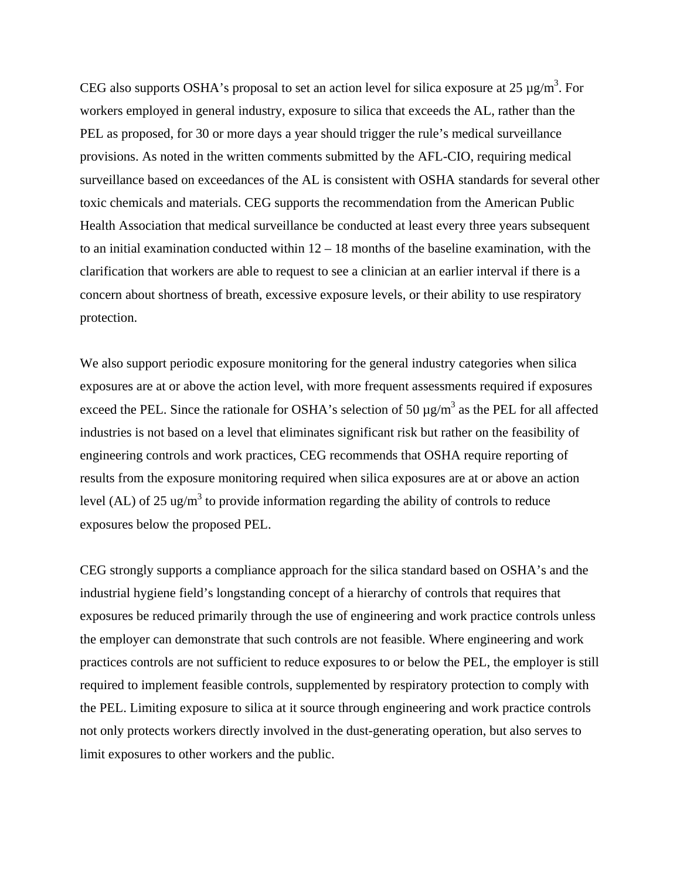CEG also supports OSHA's proposal to set an action level for silica exposure at 25 μg/$m^3$. For workers employed in general industry, exposure to silica that exceeds the AL, rather than the PEL as proposed, for 30 or more days a year should trigger the rule's medical surveillance provisions. As noted in the written comments submitted by the AFL-CIO, requiring medical surveillance based on exceedances of the AL is consistent with OSHA standards for several other toxic chemicals and materials. CEG supports the recommendation from the American Public Health Association that medical surveillance be conducted at least every three years subsequent to an initial examination conducted within 12 – 18 months of the baseline examination, with the clarification that workers are able to request to see a clinician at an earlier interval if there is a concern about shortness of breath, excessive exposure levels, or their ability to use respiratory protection.

We also support periodic exposure monitoring for the general industry categories when silica exposures are at or above the action level, with more frequent assessments required if exposures exceed the PEL. Since the rationale for OSHA's selection of 50 μg/$m^3$ as the PEL for all affected industries is not based on a level that eliminates significant risk but rather on the feasibility of engineering controls and work practices, CEG recommends that OSHA require reporting of results from the exposure monitoring required when silica exposures are at or above an action level (AL) of 25 ug/$m^3$ to provide information regarding the ability of controls to reduce exposures below the proposed PEL.

CEG strongly supports a compliance approach for the silica standard based on OSHA's and the industrial hygiene field's longstanding concept of a hierarchy of controls that requires that exposures be reduced primarily through the use of engineering and work practice controls unless the employer can demonstrate that such controls are not feasible. Where engineering and work practices controls are not sufficient to reduce exposures to or below the PEL, the employer is still required to implement feasible controls, supplemented by respiratory protection to comply with the PEL. Limiting exposure to silica at it source through engineering and work practice controls not only protects workers directly involved in the dust-generating operation, but also serves to limit exposures to other workers and the public.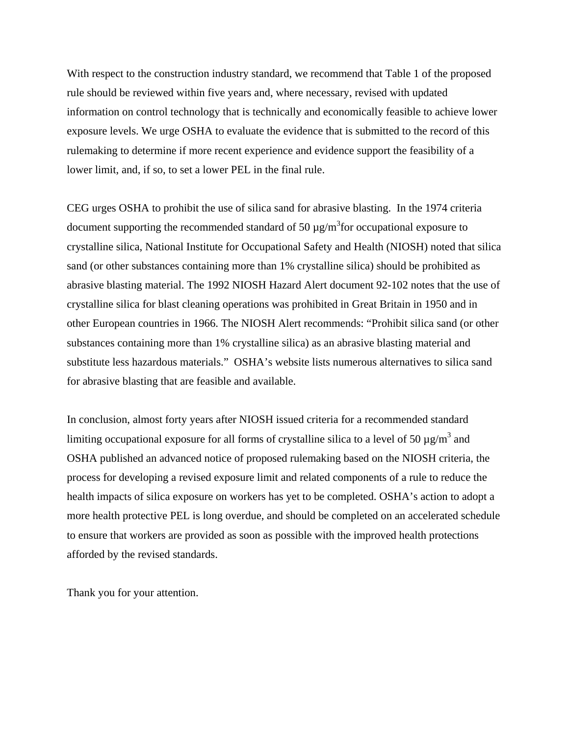With respect to the construction industry standard, we recommend that Table 1 of the proposed rule should be reviewed within five years and, where necessary, revised with updated information on control technology that is technically and economically feasible to achieve lower exposure levels. We urge OSHA to evaluate the evidence that is submitted to the record of this rulemaking to determine if more recent experience and evidence support the feasibility of a lower limit, and, if so, to set a lower PEL in the final rule.

CEG urges OSHA to prohibit the use of silica sand for abrasive blasting. In the 1974 criteria document supporting the recommended standard of 50 $\mu g/m^3$ for occupational exposure to crystalline silica, National Institute for Occupational Safety and Health (NIOSH) noted that silica sand (or other substances containing more than 1% crystalline silica) should be prohibited as abrasive blasting material. The 1992 NIOSH Hazard Alert document 92-102 notes that the use of crystalline silica for blast cleaning operations was prohibited in Great Britain in 1950 and in other European countries in 1966. The NIOSH Alert recommends: "Prohibit silica sand (or other substances containing more than 1% crystalline silica) as an abrasive blasting material and substitute less hazardous materials." OSHA's website lists numerous alternatives to silica sand for abrasive blasting that are feasible and available.

In conclusion, almost forty years after NIOSH issued criteria for a recommended standard limiting occupational exposure for all forms of crystalline silica to a level of 50 $\mu g/m^3$ and OSHA published an advanced notice of proposed rulemaking based on the NIOSH criteria, the process for developing a revised exposure limit and related components of a rule to reduce the health impacts of silica exposure on workers has yet to be completed. OSHA's action to adopt a more health protective PEL is long overdue, and should be completed on an accelerated schedule to ensure that workers are provided as soon as possible with the improved health protections afforded by the revised standards.

Thank you for your attention.